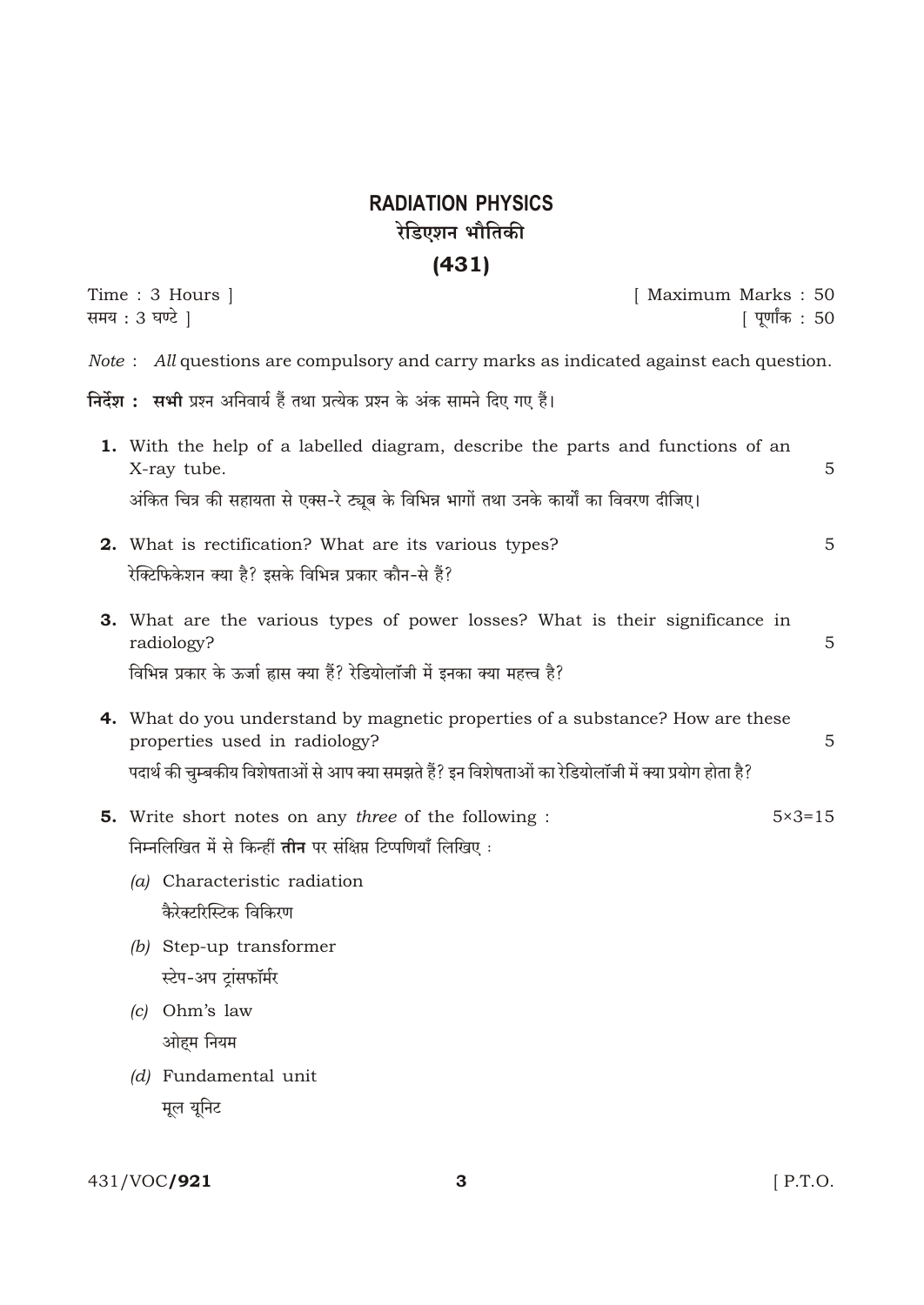# RADIATION PHYSICS

# रेडिएशन भौतिकी

# (431)

Time : 3 Hours ] [ Maximum Marks : 50

समय : 3 घण्टे ] [ पूर्णांक : 50

*Note* : *All* questions are compulsory and carry marks as indicated against each question.

**निर्देश : सभी** प्रश्न अनिवार्य हैं तथा प्रत्येक प्रश्न के अंक सामने दिए गए हैं।

**1.** With the help of a labelled diagram, describe the parts and functions of an X-ray tube. 5

अंकित चित्र की सहायता से एक्स-रे ट्यूब के विभिन्न भागों तथा उनके कार्यों का विवरण दीजिए।

**2.** What is rectification? What are its various types? 5

रेक्टिफिकेशन क्या है? इसके विभिन्न प्रकार कौन-से हैं?

**3.** What are the various types of power losses? What is their significance in radiology? 5

विभिन्न प्रकार के ऊर्जा ह्रास क्या हैं? रेडियोलॉजी में इनका क्या महत्त्व है?

**4.** What do you understand by magnetic properties of a substance? How are these properties used in radiology? 5

पदार्थ की चुम्बकीय विशेषताओं से आप क्या समझते हैं? इन विशेषताओं का रेडियोलॉजी में क्या प्रयोग होता है?

**5.** Write short notes on any *three* of the following : 5×3=15

निम्नलिखित में से किन्हीं **तीन** पर संक्षिप्त टिप्पणियाँ लिखिए :

*(a)* Characteristic radiation

कैरेक्टरिस्टिक विकिरण

*(b)* Step-up transformer

स्टेप-अप ट्रांसफॉर्मर

*(c)* Ohm's law

ओह्म नियम

*(d)* Fundamental unit

मूल यूनिट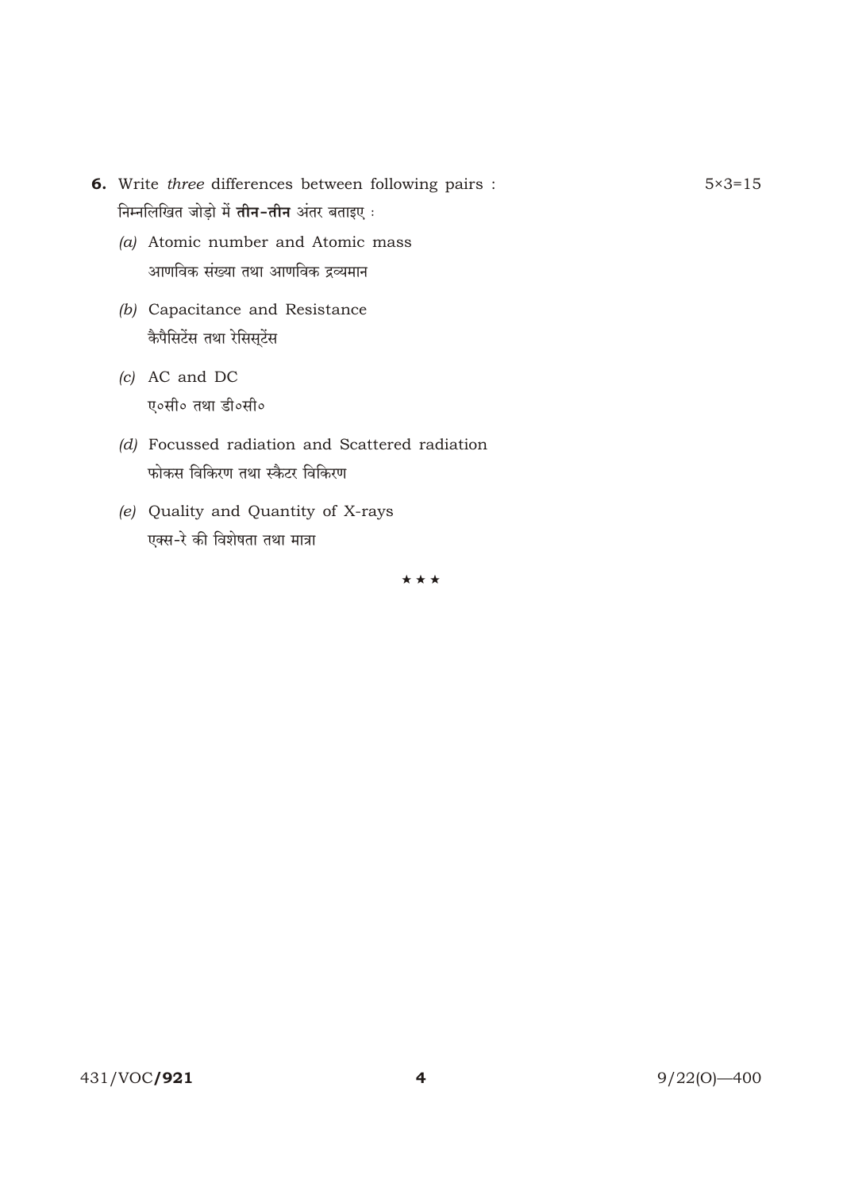**6.** Write *three* differences between following pairs : 5×3=15

निम्नलिखित जोड़ो में **तीन-तीन** अंतर बताइए :

(a) Atomic number and Atomic mass

आणविक संख्या तथा आणविक द्रव्यमान

(b) Capacitance and Resistance

कैपैसिटेंस तथा रेसिस्टेंस

(c) AC and DC

ए०सी० तथा डी०सी०

(d) Focussed radiation and Scattered radiation

फोकस विकिरण तथा स्कैटर विकिरण

(e) Quality and Quantity of X-rays

एक्स-रे की विशेषता तथा मात्रा

★ ★ ★

431/VOC/**921** 9/22(O)—400